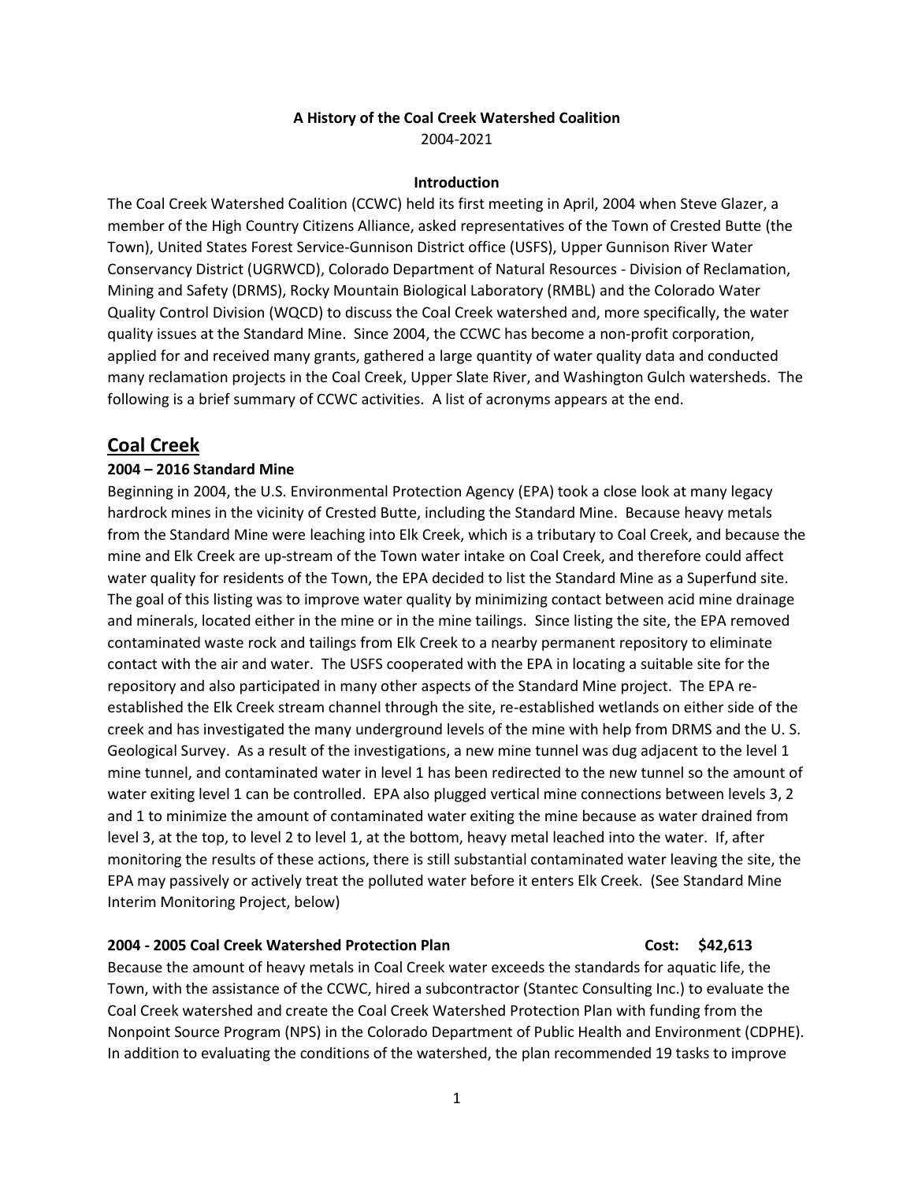**A History of the Coal Creek Watershed Coalition**
2004-2021

**Introduction**

The Coal Creek Watershed Coalition (CCWC) held its first meeting in April, 2004 when Steve Glazer, a member of the High Country Citizens Alliance, asked representatives of the Town of Crested Butte (the Town), United States Forest Service-Gunnison District office (USFS), Upper Gunnison River Water Conservancy District (UGRWCD), Colorado Department of Natural Resources - Division of Reclamation, Mining and Safety (DRMS), Rocky Mountain Biological Laboratory (RMBL) and the Colorado Water Quality Control Division (WQCD) to discuss the Coal Creek watershed and, more specifically, the water quality issues at the Standard Mine. Since 2004, the CCWC has become a non-profit corporation, applied for and received many grants, gathered a large quantity of water quality data and conducted many reclamation projects in the Coal Creek, Upper Slate River, and Washington Gulch watersheds. The following is a brief summary of CCWC activities. A list of acronyms appears at the end.

## Coal Creek

### 2004 – 2016 Standard Mine

Beginning in 2004, the U.S. Environmental Protection Agency (EPA) took a close look at many legacy hardrock mines in the vicinity of Crested Butte, including the Standard Mine. Because heavy metals from the Standard Mine were leaching into Elk Creek, which is a tributary to Coal Creek, and because the mine and Elk Creek are up-stream of the Town water intake on Coal Creek, and therefore could affect water quality for residents of the Town, the EPA decided to list the Standard Mine as a Superfund site. The goal of this listing was to improve water quality by minimizing contact between acid mine drainage and minerals, located either in the mine or in the mine tailings. Since listing the site, the EPA removed contaminated waste rock and tailings from Elk Creek to a nearby permanent repository to eliminate contact with the air and water. The USFS cooperated with the EPA in locating a suitable site for the repository and also participated in many other aspects of the Standard Mine project. The EPA re-established the Elk Creek stream channel through the site, re-established wetlands on either side of the creek and has investigated the many underground levels of the mine with help from DRMS and the U. S. Geological Survey. As a result of the investigations, a new mine tunnel was dug adjacent to the level 1 mine tunnel, and contaminated water in level 1 has been redirected to the new tunnel so the amount of water exiting level 1 can be controlled. EPA also plugged vertical mine connections between levels 3, 2 and 1 to minimize the amount of contaminated water exiting the mine because as water drained from level 3, at the top, to level 2 to level 1, at the bottom, heavy metal leached into the water. If, after monitoring the results of these actions, there is still substantial contaminated water leaving the site, the EPA may passively or actively treat the polluted water before it enters Elk Creek. (See Standard Mine Interim Monitoring Project, below)

### 2004 - 2005 Coal Creek Watershed Protection Plan — Cost: $42,613

Because the amount of heavy metals in Coal Creek water exceeds the standards for aquatic life, the Town, with the assistance of the CCWC, hired a subcontractor (Stantec Consulting Inc.) to evaluate the Coal Creek watershed and create the Coal Creek Watershed Protection Plan with funding from the Nonpoint Source Program (NPS) in the Colorado Department of Public Health and Environment (CDPHE). In addition to evaluating the conditions of the watershed, the plan recommended 19 tasks to improve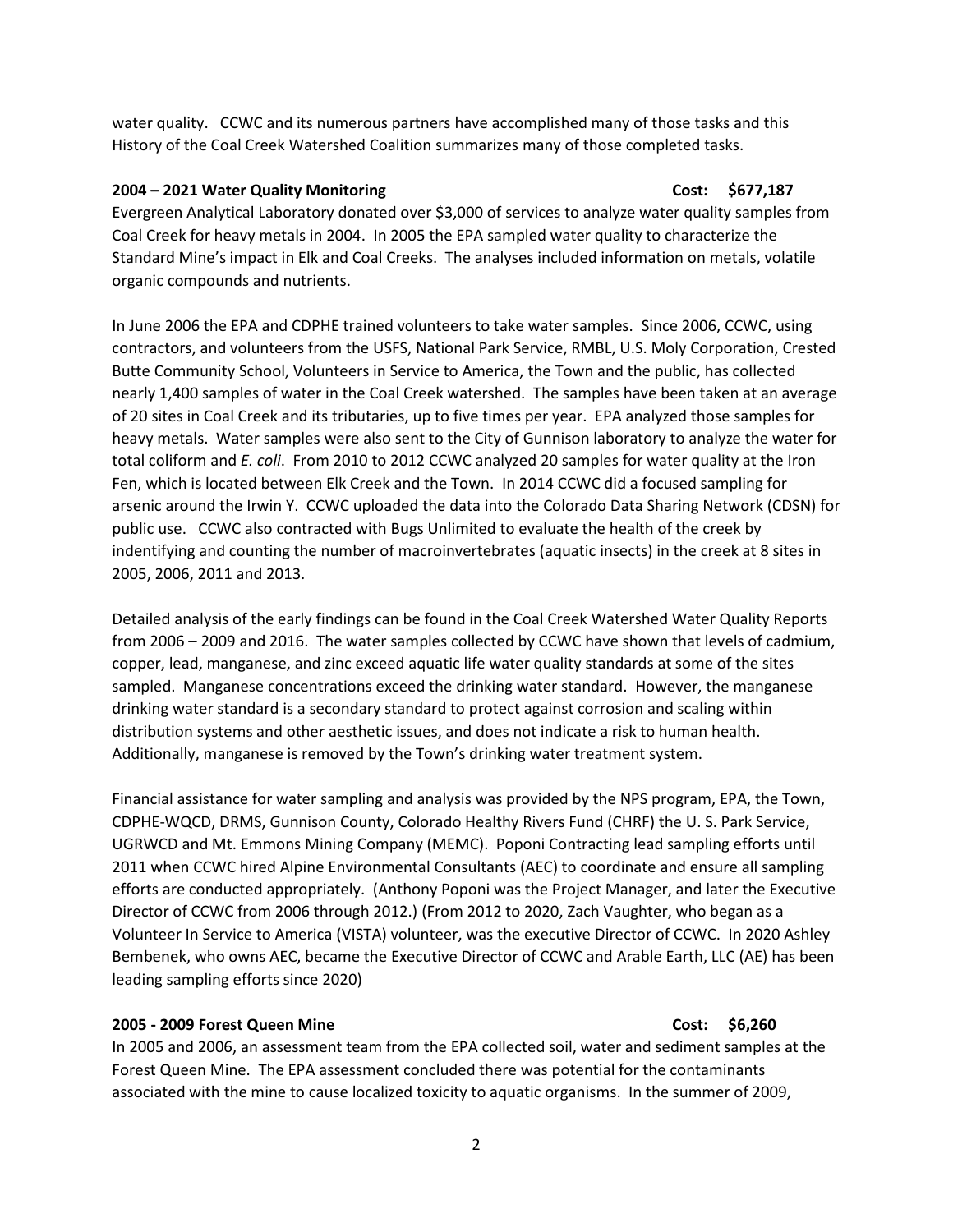water quality. CCWC and its numerous partners have accomplished many of those tasks and this History of the Coal Creek Watershed Coalition summarizes many of those completed tasks.

**2004 – 2021 Water Quality Monitoring    Cost: $677,187**

Evergreen Analytical Laboratory donated over $3,000 of services to analyze water quality samples from Coal Creek for heavy metals in 2004. In 2005 the EPA sampled water quality to characterize the Standard Mine's impact in Elk and Coal Creeks. The analyses included information on metals, volatile organic compounds and nutrients.

In June 2006 the EPA and CDPHE trained volunteers to take water samples. Since 2006, CCWC, using contractors, and volunteers from the USFS, National Park Service, RMBL, U.S. Moly Corporation, Crested Butte Community School, Volunteers in Service to America, the Town and the public, has collected nearly 1,400 samples of water in the Coal Creek watershed. The samples have been taken at an average of 20 sites in Coal Creek and its tributaries, up to five times per year. EPA analyzed those samples for heavy metals. Water samples were also sent to the City of Gunnison laboratory to analyze the water for total coliform and *E. coli*. From 2010 to 2012 CCWC analyzed 20 samples for water quality at the Iron Fen, which is located between Elk Creek and the Town. In 2014 CCWC did a focused sampling for arsenic around the Irwin Y. CCWC uploaded the data into the Colorado Data Sharing Network (CDSN) for public use. CCWC also contracted with Bugs Unlimited to evaluate the health of the creek by indentifying and counting the number of macroinvertebrates (aquatic insects) in the creek at 8 sites in 2005, 2006, 2011 and 2013.

Detailed analysis of the early findings can be found in the Coal Creek Watershed Water Quality Reports from 2006 – 2009 and 2016. The water samples collected by CCWC have shown that levels of cadmium, copper, lead, manganese, and zinc exceed aquatic life water quality standards at some of the sites sampled. Manganese concentrations exceed the drinking water standard. However, the manganese drinking water standard is a secondary standard to protect against corrosion and scaling within distribution systems and other aesthetic issues, and does not indicate a risk to human health. Additionally, manganese is removed by the Town's drinking water treatment system.

Financial assistance for water sampling and analysis was provided by the NPS program, EPA, the Town, CDPHE-WQCD, DRMS, Gunnison County, Colorado Healthy Rivers Fund (CHRF) the U. S. Park Service, UGRWCD and Mt. Emmons Mining Company (MEMC). Poponi Contracting lead sampling efforts until 2011 when CCWC hired Alpine Environmental Consultants (AEC) to coordinate and ensure all sampling efforts are conducted appropriately. (Anthony Poponi was the Project Manager, and later the Executive Director of CCWC from 2006 through 2012.) (From 2012 to 2020, Zach Vaughter, who began as a Volunteer In Service to America (VISTA) volunteer, was the executive Director of CCWC. In 2020 Ashley Bembenek, who owns AEC, became the Executive Director of CCWC and Arable Earth, LLC (AE) has been leading sampling efforts since 2020)

**2005 - 2009 Forest Queen Mine    Cost: $6,260**

In 2005 and 2006, an assessment team from the EPA collected soil, water and sediment samples at the Forest Queen Mine. The EPA assessment concluded there was potential for the contaminants associated with the mine to cause localized toxicity to aquatic organisms. In the summer of 2009,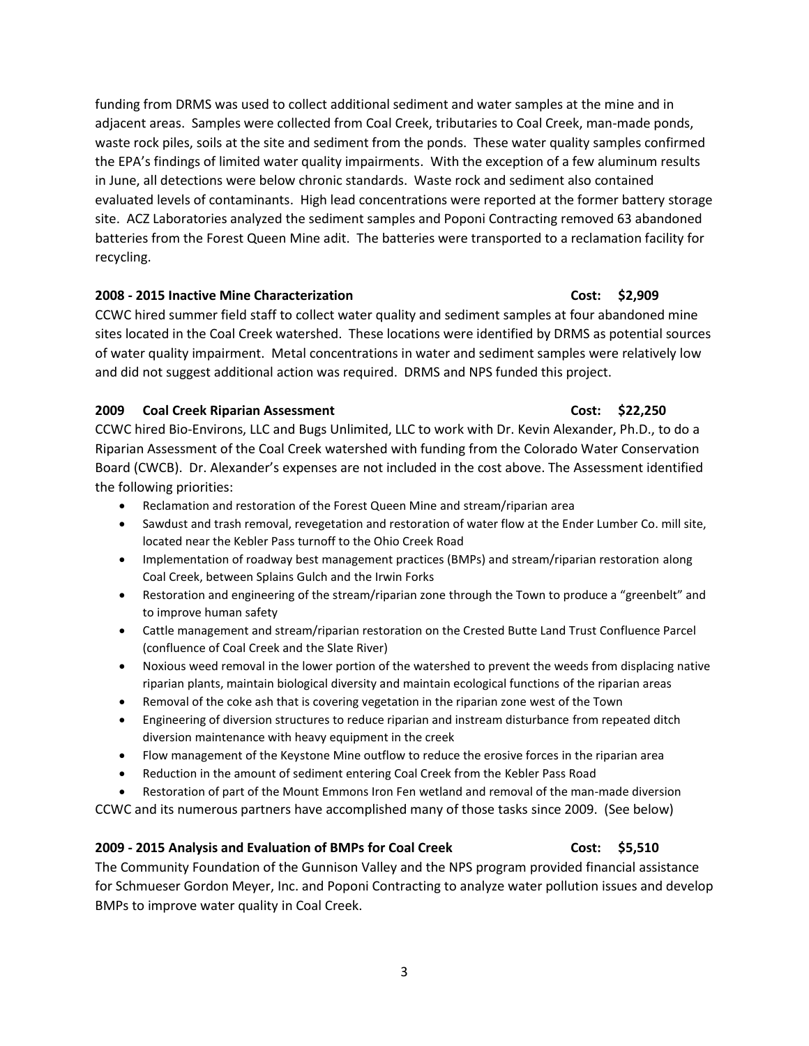funding from DRMS was used to collect additional sediment and water samples at the mine and in adjacent areas. Samples were collected from Coal Creek, tributaries to Coal Creek, man-made ponds, waste rock piles, soils at the site and sediment from the ponds. These water quality samples confirmed the EPA's findings of limited water quality impairments. With the exception of a few aluminum results in June, all detections were below chronic standards. Waste rock and sediment also contained evaluated levels of contaminants. High lead concentrations were reported at the former battery storage site. ACZ Laboratories analyzed the sediment samples and Poponi Contracting removed 63 abandoned batteries from the Forest Queen Mine adit. The batteries were transported to a reclamation facility for recycling.

**2008 - 2015 Inactive Mine Characterization Cost: $2,909**

CCWC hired summer field staff to collect water quality and sediment samples at four abandoned mine sites located in the Coal Creek watershed. These locations were identified by DRMS as potential sources of water quality impairment. Metal concentrations in water and sediment samples were relatively low and did not suggest additional action was required. DRMS and NPS funded this project.

**2009 Coal Creek Riparian Assessment Cost: $22,250**

CCWC hired Bio-Environs, LLC and Bugs Unlimited, LLC to work with Dr. Kevin Alexander, Ph.D., to do a Riparian Assessment of the Coal Creek watershed with funding from the Colorado Water Conservation Board (CWCB). Dr. Alexander's expenses are not included in the cost above. The Assessment identified the following priorities:

- Reclamation and restoration of the Forest Queen Mine and stream/riparian area
- Sawdust and trash removal, revegetation and restoration of water flow at the Ender Lumber Co. mill site, located near the Kebler Pass turnoff to the Ohio Creek Road
- Implementation of roadway best management practices (BMPs) and stream/riparian restoration along Coal Creek, between Splains Gulch and the Irwin Forks
- Restoration and engineering of the stream/riparian zone through the Town to produce a "greenbelt" and to improve human safety
- Cattle management and stream/riparian restoration on the Crested Butte Land Trust Confluence Parcel (confluence of Coal Creek and the Slate River)
- Noxious weed removal in the lower portion of the watershed to prevent the weeds from displacing native riparian plants, maintain biological diversity and maintain ecological functions of the riparian areas
- Removal of the coke ash that is covering vegetation in the riparian zone west of the Town
- Engineering of diversion structures to reduce riparian and instream disturbance from repeated ditch diversion maintenance with heavy equipment in the creek
- Flow management of the Keystone Mine outflow to reduce the erosive forces in the riparian area
- Reduction in the amount of sediment entering Coal Creek from the Kebler Pass Road
- Restoration of part of the Mount Emmons Iron Fen wetland and removal of the man-made diversion

CCWC and its numerous partners have accomplished many of those tasks since 2009. (See below)

**2009 - 2015 Analysis and Evaluation of BMPs for Coal Creek Cost: $5,510**

The Community Foundation of the Gunnison Valley and the NPS program provided financial assistance for Schmueser Gordon Meyer, Inc. and Poponi Contracting to analyze water pollution issues and develop BMPs to improve water quality in Coal Creek.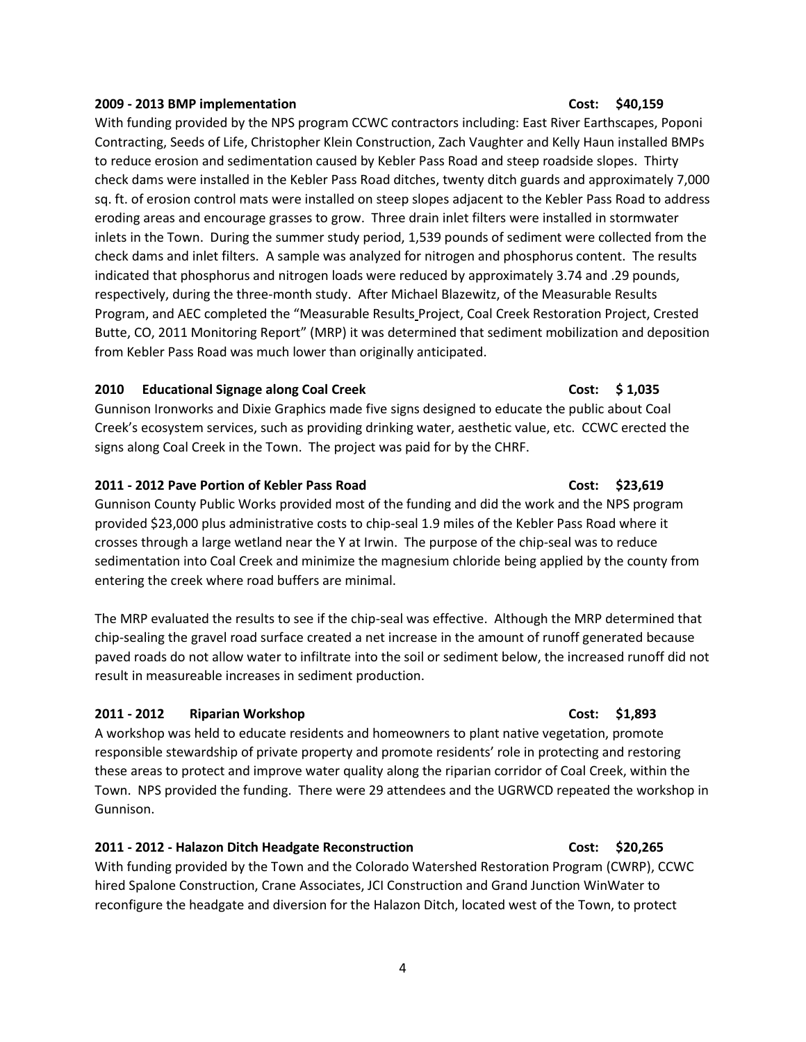**2009 - 2013 BMP implementation** **Cost: $40,159**

With funding provided by the NPS program CCWC contractors including: East River Earthscapes, Poponi Contracting, Seeds of Life, Christopher Klein Construction, Zach Vaughter and Kelly Haun installed BMPs to reduce erosion and sedimentation caused by Kebler Pass Road and steep roadside slopes. Thirty check dams were installed in the Kebler Pass Road ditches, twenty ditch guards and approximately 7,000 sq. ft. of erosion control mats were installed on steep slopes adjacent to the Kebler Pass Road to address eroding areas and encourage grasses to grow. Three drain inlet filters were installed in stormwater inlets in the Town. During the summer study period, 1,539 pounds of sediment were collected from the check dams and inlet filters. A sample was analyzed for nitrogen and phosphorus content. The results indicated that phosphorus and nitrogen loads were reduced by approximately 3.74 and .29 pounds, respectively, during the three-month study. After Michael Blazewitz, of the Measurable Results Program, and AEC completed the "Measurable Results Project, Coal Creek Restoration Project, Crested Butte, CO, 2011 Monitoring Report" (MRP) it was determined that sediment mobilization and deposition from Kebler Pass Road was much lower than originally anticipated.

**2010 Educational Signage along Coal Creek** **Cost: $ 1,035**

Gunnison Ironworks and Dixie Graphics made five signs designed to educate the public about Coal Creek's ecosystem services, such as providing drinking water, aesthetic value, etc. CCWC erected the signs along Coal Creek in the Town. The project was paid for by the CHRF.

**2011 - 2012 Pave Portion of Kebler Pass Road** **Cost: $23,619**

Gunnison County Public Works provided most of the funding and did the work and the NPS program provided $23,000 plus administrative costs to chip-seal 1.9 miles of the Kebler Pass Road where it crosses through a large wetland near the Y at Irwin. The purpose of the chip-seal was to reduce sedimentation into Coal Creek and minimize the magnesium chloride being applied by the county from entering the creek where road buffers are minimal.

The MRP evaluated the results to see if the chip-seal was effective. Although the MRP determined that chip-sealing the gravel road surface created a net increase in the amount of runoff generated because paved roads do not allow water to infiltrate into the soil or sediment below, the increased runoff did not result in measureable increases in sediment production.

**2011 - 2012 Riparian Workshop** **Cost: $1,893**

A workshop was held to educate residents and homeowners to plant native vegetation, promote responsible stewardship of private property and promote residents' role in protecting and restoring these areas to protect and improve water quality along the riparian corridor of Coal Creek, within the Town. NPS provided the funding. There were 29 attendees and the UGRWCD repeated the workshop in Gunnison.

**2011 - 2012 - Halazon Ditch Headgate Reconstruction** **Cost: $20,265**

With funding provided by the Town and the Colorado Watershed Restoration Program (CWRP), CCWC hired Spalone Construction, Crane Associates, JCI Construction and Grand Junction WinWater to reconfigure the headgate and diversion for the Halazon Ditch, located west of the Town, to protect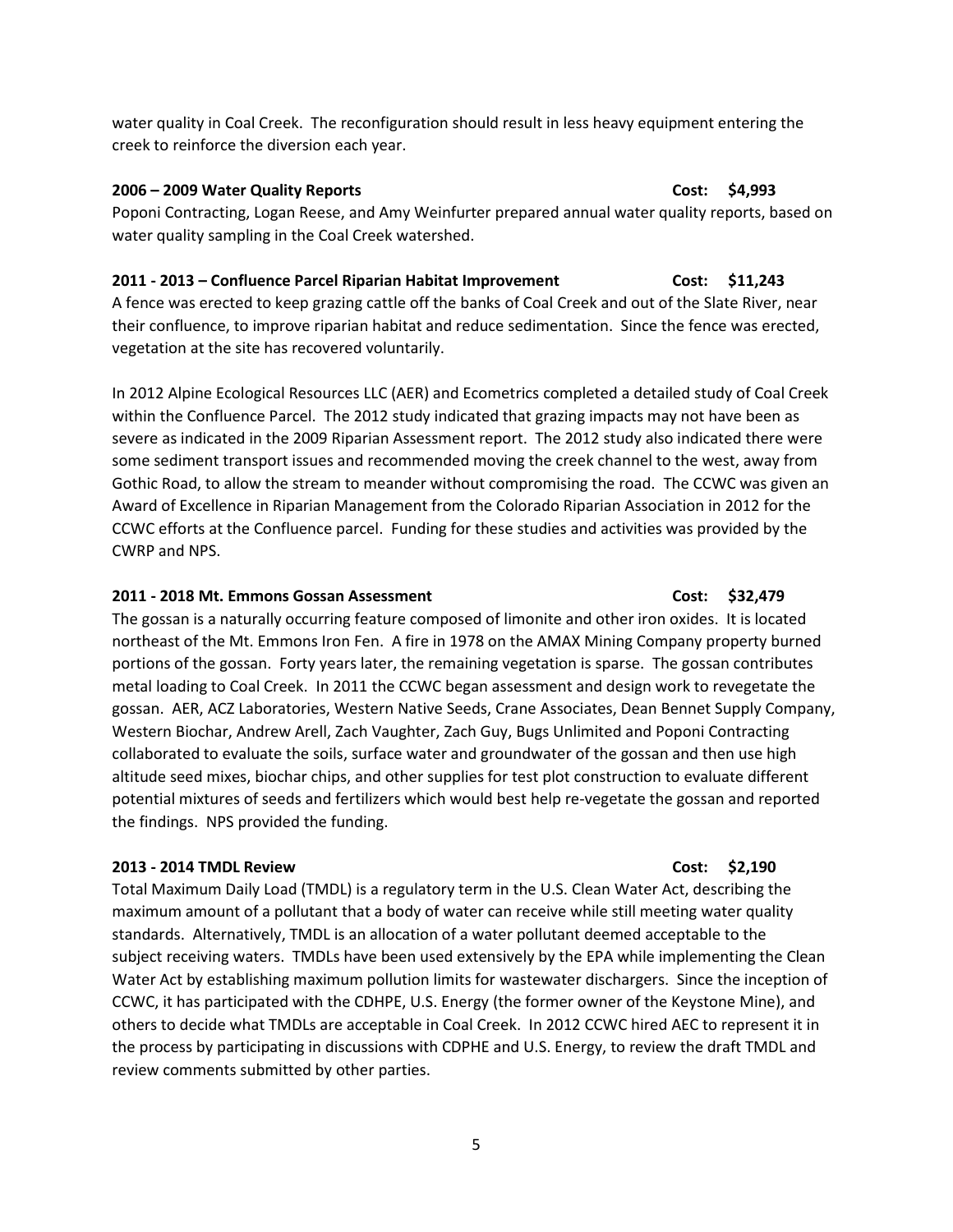water quality in Coal Creek. The reconfiguration should result in less heavy equipment entering the creek to reinforce the diversion each year.

**2006 – 2009 Water Quality Reports Cost: $4,993**

Poponi Contracting, Logan Reese, and Amy Weinfurter prepared annual water quality reports, based on water quality sampling in the Coal Creek watershed.

**2011 - 2013 – Confluence Parcel Riparian Habitat Improvement Cost: $11,243**

A fence was erected to keep grazing cattle off the banks of Coal Creek and out of the Slate River, near their confluence, to improve riparian habitat and reduce sedimentation. Since the fence was erected, vegetation at the site has recovered voluntarily.

In 2012 Alpine Ecological Resources LLC (AER) and Ecometrics completed a detailed study of Coal Creek within the Confluence Parcel. The 2012 study indicated that grazing impacts may not have been as severe as indicated in the 2009 Riparian Assessment report. The 2012 study also indicated there were some sediment transport issues and recommended moving the creek channel to the west, away from Gothic Road, to allow the stream to meander without compromising the road. The CCWC was given an Award of Excellence in Riparian Management from the Colorado Riparian Association in 2012 for the CCWC efforts at the Confluence parcel. Funding for these studies and activities was provided by the CWRP and NPS.

**2011 - 2018 Mt. Emmons Gossan Assessment Cost: $32,479**

The gossan is a naturally occurring feature composed of limonite and other iron oxides. It is located northeast of the Mt. Emmons Iron Fen. A fire in 1978 on the AMAX Mining Company property burned portions of the gossan. Forty years later, the remaining vegetation is sparse. The gossan contributes metal loading to Coal Creek. In 2011 the CCWC began assessment and design work to revegetate the gossan. AER, ACZ Laboratories, Western Native Seeds, Crane Associates, Dean Bennet Supply Company, Western Biochar, Andrew Arell, Zach Vaughter, Zach Guy, Bugs Unlimited and Poponi Contracting collaborated to evaluate the soils, surface water and groundwater of the gossan and then use high altitude seed mixes, biochar chips, and other supplies for test plot construction to evaluate different potential mixtures of seeds and fertilizers which would best help re-vegetate the gossan and reported the findings. NPS provided the funding.

**2013 - 2014 TMDL Review Cost: $2,190**

Total Maximum Daily Load (TMDL) is a regulatory term in the U.S. Clean Water Act, describing the maximum amount of a pollutant that a body of water can receive while still meeting water quality standards. Alternatively, TMDL is an allocation of a water pollutant deemed acceptable to the subject receiving waters. TMDLs have been used extensively by the EPA while implementing the Clean Water Act by establishing maximum pollution limits for wastewater dischargers. Since the inception of CCWC, it has participated with the CDHPE, U.S. Energy (the former owner of the Keystone Mine), and others to decide what TMDLs are acceptable in Coal Creek. In 2012 CCWC hired AEC to represent it in the process by participating in discussions with CDPHE and U.S. Energy, to review the draft TMDL and review comments submitted by other parties.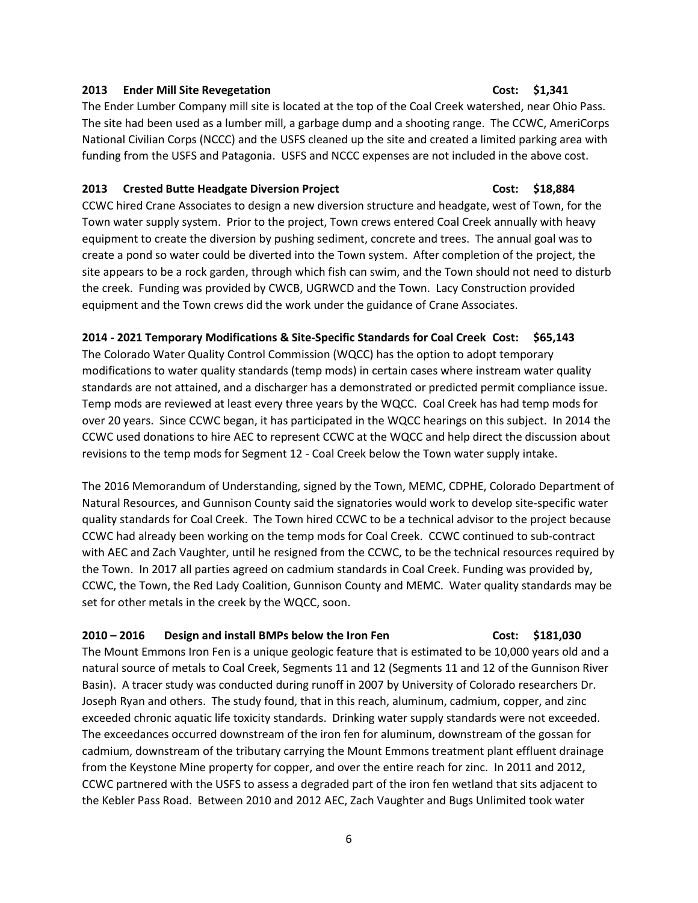**2013 Ender Mill Site Revegetation Cost: $1,341**

The Ender Lumber Company mill site is located at the top of the Coal Creek watershed, near Ohio Pass. The site had been used as a lumber mill, a garbage dump and a shooting range. The CCWC, AmeriCorps National Civilian Corps (NCCC) and the USFS cleaned up the site and created a limited parking area with funding from the USFS and Patagonia. USFS and NCCC expenses are not included in the above cost.

**2013 Crested Butte Headgate Diversion Project Cost: $18,884**

CCWC hired Crane Associates to design a new diversion structure and headgate, west of Town, for the Town water supply system. Prior to the project, Town crews entered Coal Creek annually with heavy equipment to create the diversion by pushing sediment, concrete and trees. The annual goal was to create a pond so water could be diverted into the Town system. After completion of the project, the site appears to be a rock garden, through which fish can swim, and the Town should not need to disturb the creek. Funding was provided by CWCB, UGRWCD and the Town. Lacy Construction provided equipment and the Town crews did the work under the guidance of Crane Associates.

**2014 - 2021 Temporary Modifications & Site-Specific Standards for Coal Creek Cost: $65,143**

The Colorado Water Quality Control Commission (WQCC) has the option to adopt temporary modifications to water quality standards (temp mods) in certain cases where instream water quality standards are not attained, and a discharger has a demonstrated or predicted permit compliance issue. Temp mods are reviewed at least every three years by the WQCC. Coal Creek has had temp mods for over 20 years. Since CCWC began, it has participated in the WQCC hearings on this subject. In 2014 the CCWC used donations to hire AEC to represent CCWC at the WQCC and help direct the discussion about revisions to the temp mods for Segment 12 - Coal Creek below the Town water supply intake.

The 2016 Memorandum of Understanding, signed by the Town, MEMC, CDPHE, Colorado Department of Natural Resources, and Gunnison County said the signatories would work to develop site-specific water quality standards for Coal Creek. The Town hired CCWC to be a technical advisor to the project because CCWC had already been working on the temp mods for Coal Creek. CCWC continued to sub-contract with AEC and Zach Vaughter, until he resigned from the CCWC, to be the technical resources required by the Town. In 2017 all parties agreed on cadmium standards in Coal Creek. Funding was provided by, CCWC, the Town, the Red Lady Coalition, Gunnison County and MEMC. Water quality standards may be set for other metals in the creek by the WQCC, soon.

**2010 – 2016 Design and install BMPs below the Iron Fen Cost: $181,030**

The Mount Emmons Iron Fen is a unique geologic feature that is estimated to be 10,000 years old and a natural source of metals to Coal Creek, Segments 11 and 12 (Segments 11 and 12 of the Gunnison River Basin). A tracer study was conducted during runoff in 2007 by University of Colorado researchers Dr. Joseph Ryan and others. The study found, that in this reach, aluminum, cadmium, copper, and zinc exceeded chronic aquatic life toxicity standards. Drinking water supply standards were not exceeded. The exceedances occurred downstream of the iron fen for aluminum, downstream of the gossan for cadmium, downstream of the tributary carrying the Mount Emmons treatment plant effluent drainage from the Keystone Mine property for copper, and over the entire reach for zinc. In 2011 and 2012, CCWC partnered with the USFS to assess a degraded part of the iron fen wetland that sits adjacent to the Kebler Pass Road. Between 2010 and 2012 AEC, Zach Vaughter and Bugs Unlimited took water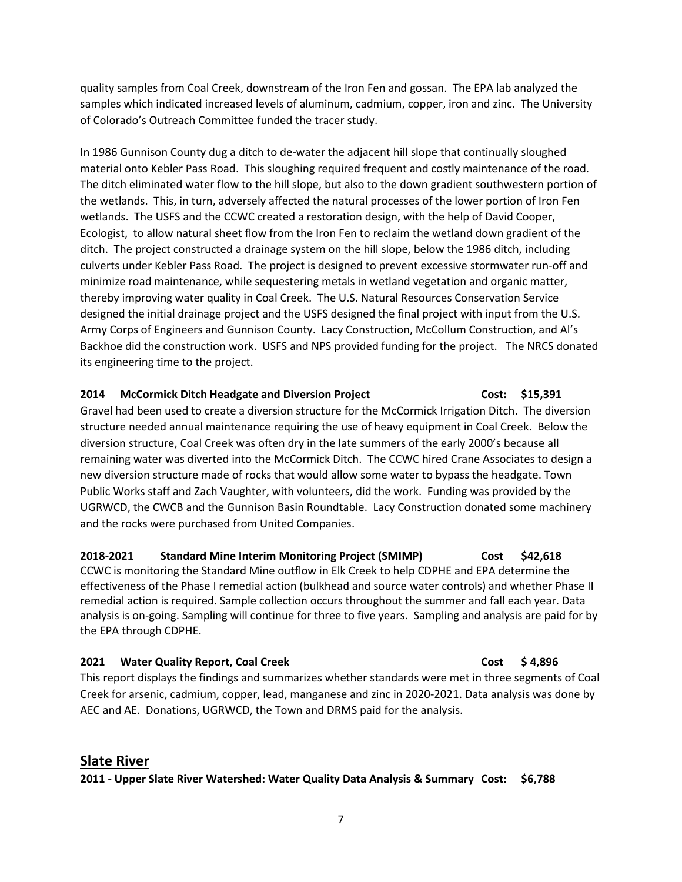quality samples from Coal Creek, downstream of the Iron Fen and gossan. The EPA lab analyzed the samples which indicated increased levels of aluminum, cadmium, copper, iron and zinc. The University of Colorado's Outreach Committee funded the tracer study.

In 1986 Gunnison County dug a ditch to de-water the adjacent hill slope that continually sloughed material onto Kebler Pass Road. This sloughing required frequent and costly maintenance of the road. The ditch eliminated water flow to the hill slope, but also to the down gradient southwestern portion of the wetlands. This, in turn, adversely affected the natural processes of the lower portion of Iron Fen wetlands. The USFS and the CCWC created a restoration design, with the help of David Cooper, Ecologist, to allow natural sheet flow from the Iron Fen to reclaim the wetland down gradient of the ditch. The project constructed a drainage system on the hill slope, below the 1986 ditch, including culverts under Kebler Pass Road. The project is designed to prevent excessive stormwater run-off and minimize road maintenance, while sequestering metals in wetland vegetation and organic matter, thereby improving water quality in Coal Creek. The U.S. Natural Resources Conservation Service designed the initial drainage project and the USFS designed the final project with input from the U.S. Army Corps of Engineers and Gunnison County. Lacy Construction, McCollum Construction, and Al's Backhoe did the construction work. USFS and NPS provided funding for the project. The NRCS donated its engineering time to the project.

**2014 McCormick Ditch Headgate and Diversion Project Cost: $15,391**

Gravel had been used to create a diversion structure for the McCormick Irrigation Ditch. The diversion structure needed annual maintenance requiring the use of heavy equipment in Coal Creek. Below the diversion structure, Coal Creek was often dry in the late summers of the early 2000's because all remaining water was diverted into the McCormick Ditch. The CCWC hired Crane Associates to design a new diversion structure made of rocks that would allow some water to bypass the headgate. Town Public Works staff and Zach Vaughter, with volunteers, did the work. Funding was provided by the UGRWCD, the CWCB and the Gunnison Basin Roundtable. Lacy Construction donated some machinery and the rocks were purchased from United Companies.

**2018-2021 Standard Mine Interim Monitoring Project (SMIMP) Cost $42,618**

CCWC is monitoring the Standard Mine outflow in Elk Creek to help CDPHE and EPA determine the effectiveness of the Phase I remedial action (bulkhead and source water controls) and whether Phase II remedial action is required. Sample collection occurs throughout the summer and fall each year. Data analysis is on-going. Sampling will continue for three to five years. Sampling and analysis are paid for by the EPA through CDPHE.

**2021 Water Quality Report, Coal Creek Cost $ 4,896**

This report displays the findings and summarizes whether standards were met in three segments of Coal Creek for arsenic, cadmium, copper, lead, manganese and zinc in 2020-2021. Data analysis was done by AEC and AE. Donations, UGRWCD, the Town and DRMS paid for the analysis.

## Slate River

**2011 - Upper Slate River Watershed: Water Quality Data Analysis & Summary Cost: $6,788**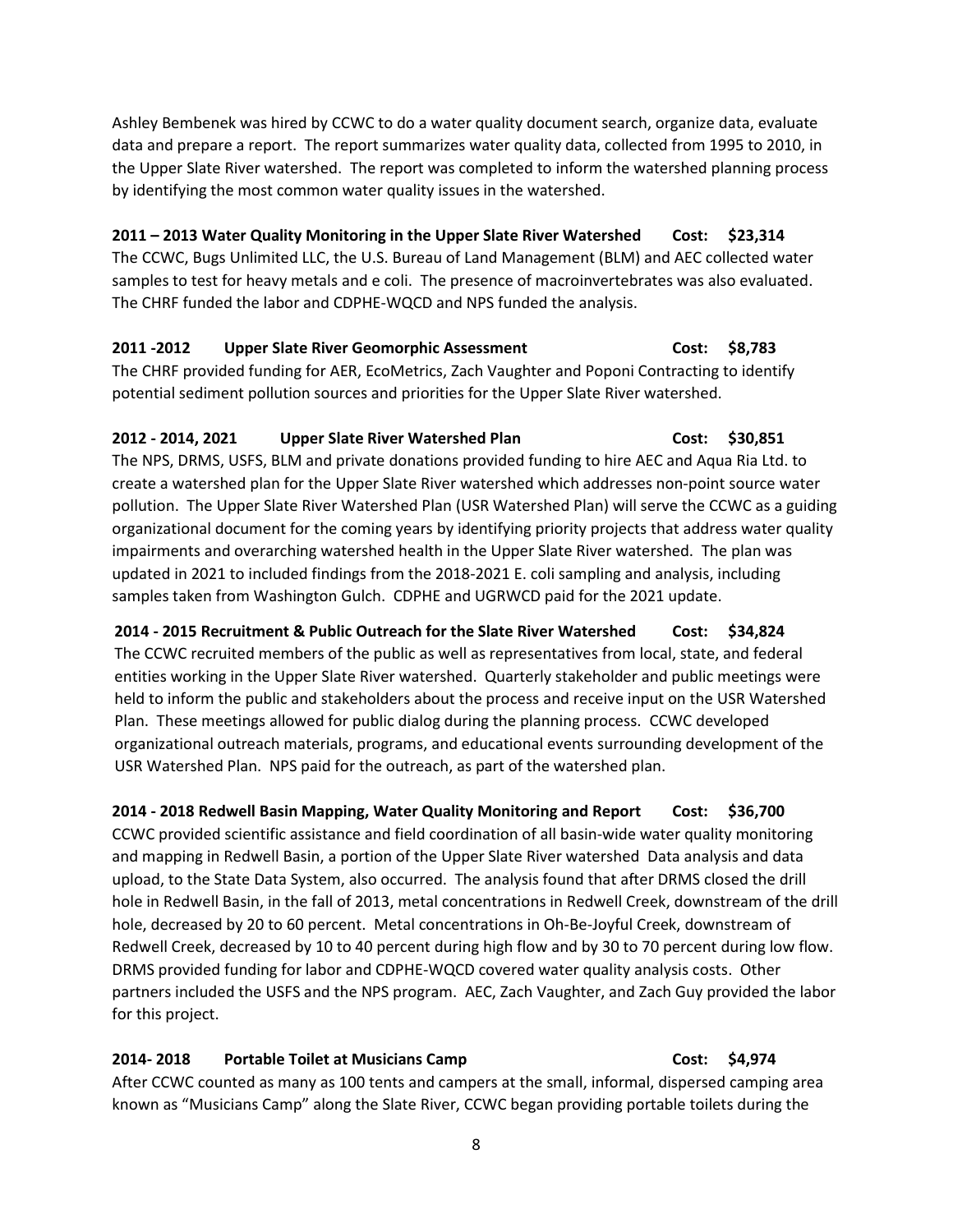Ashley Bembenek was hired by CCWC to do a water quality document search, organize data, evaluate data and prepare a report. The report summarizes water quality data, collected from 1995 to 2010, in the Upper Slate River watershed. The report was completed to inform the watershed planning process by identifying the most common water quality issues in the watershed.

**2011 – 2013 Water Quality Monitoring in the Upper Slate River Watershed Cost: $23,314**

The CCWC, Bugs Unlimited LLC, the U.S. Bureau of Land Management (BLM) and AEC collected water samples to test for heavy metals and e coli. The presence of macroinvertebrates was also evaluated. The CHRF funded the labor and CDPHE-WQCD and NPS funded the analysis.

**2011 -2012 Upper Slate River Geomorphic Assessment Cost: $8,783**

The CHRF provided funding for AER, EcoMetrics, Zach Vaughter and Poponi Contracting to identify potential sediment pollution sources and priorities for the Upper Slate River watershed.

**2012 - 2014, 2021 Upper Slate River Watershed Plan Cost: $30,851**

The NPS, DRMS, USFS, BLM and private donations provided funding to hire AEC and Aqua Ria Ltd. to create a watershed plan for the Upper Slate River watershed which addresses non-point source water pollution. The Upper Slate River Watershed Plan (USR Watershed Plan) will serve the CCWC as a guiding organizational document for the coming years by identifying priority projects that address water quality impairments and overarching watershed health in the Upper Slate River watershed. The plan was updated in 2021 to included findings from the 2018-2021 E. coli sampling and analysis, including samples taken from Washington Gulch. CDPHE and UGRWCD paid for the 2021 update.

**2014 - 2015 Recruitment & Public Outreach for the Slate River Watershed Cost: $34,824**

The CCWC recruited members of the public as well as representatives from local, state, and federal entities working in the Upper Slate River watershed. Quarterly stakeholder and public meetings were held to inform the public and stakeholders about the process and receive input on the USR Watershed Plan. These meetings allowed for public dialog during the planning process. CCWC developed organizational outreach materials, programs, and educational events surrounding development of the USR Watershed Plan. NPS paid for the outreach, as part of the watershed plan.

**2014 - 2018 Redwell Basin Mapping, Water Quality Monitoring and Report Cost: $36,700**

CCWC provided scientific assistance and field coordination of all basin-wide water quality monitoring and mapping in Redwell Basin, a portion of the Upper Slate River watershed Data analysis and data upload, to the State Data System, also occurred. The analysis found that after DRMS closed the drill hole in Redwell Basin, in the fall of 2013, metal concentrations in Redwell Creek, downstream of the drill hole, decreased by 20 to 60 percent. Metal concentrations in Oh-Be-Joyful Creek, downstream of Redwell Creek, decreased by 10 to 40 percent during high flow and by 30 to 70 percent during low flow. DRMS provided funding for labor and CDPHE-WQCD covered water quality analysis costs. Other partners included the USFS and the NPS program. AEC, Zach Vaughter, and Zach Guy provided the labor for this project.

**2014- 2018 Portable Toilet at Musicians Camp Cost: $4,974**

After CCWC counted as many as 100 tents and campers at the small, informal, dispersed camping area known as "Musicians Camp" along the Slate River, CCWC began providing portable toilets during the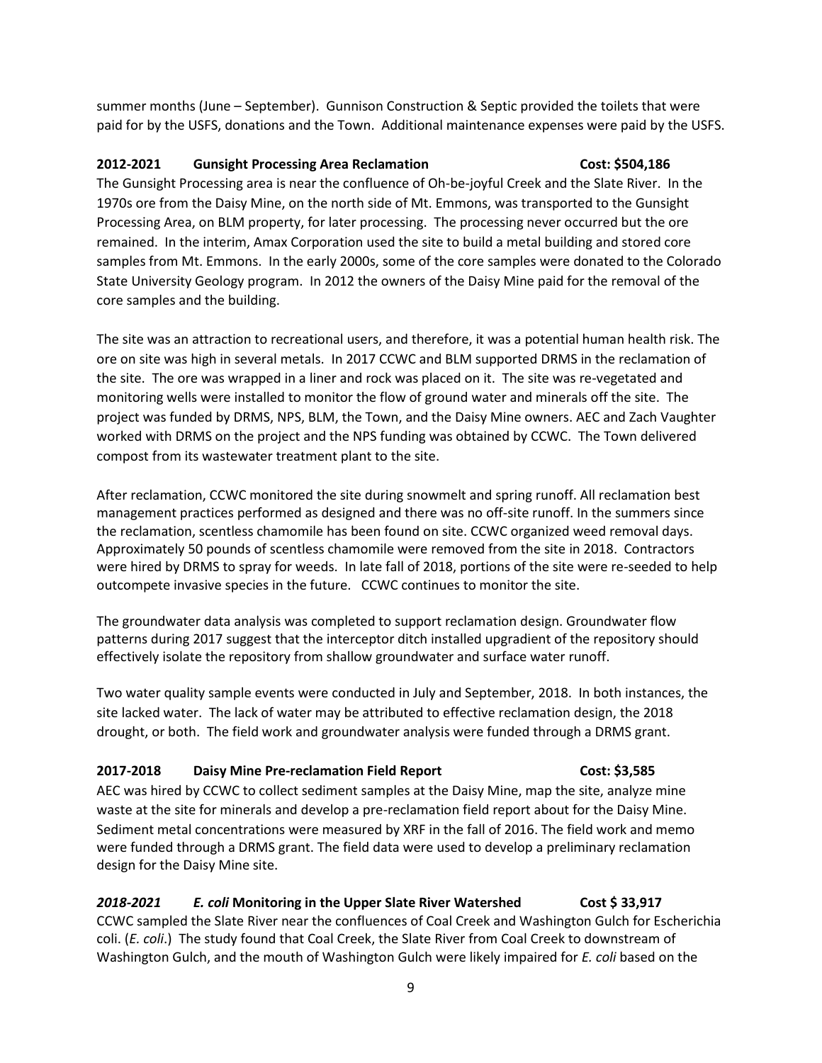summer months (June – September). Gunnison Construction & Septic provided the toilets that were paid for by the USFS, donations and the Town. Additional maintenance expenses were paid by the USFS.

**2012-2021 Gunsight Processing Area Reclamation Cost: $504,186**

The Gunsight Processing area is near the confluence of Oh-be-joyful Creek and the Slate River. In the 1970s ore from the Daisy Mine, on the north side of Mt. Emmons, was transported to the Gunsight Processing Area, on BLM property, for later processing. The processing never occurred but the ore remained. In the interim, Amax Corporation used the site to build a metal building and stored core samples from Mt. Emmons. In the early 2000s, some of the core samples were donated to the Colorado State University Geology program. In 2012 the owners of the Daisy Mine paid for the removal of the core samples and the building.

The site was an attraction to recreational users, and therefore, it was a potential human health risk. The ore on site was high in several metals. In 2017 CCWC and BLM supported DRMS in the reclamation of the site. The ore was wrapped in a liner and rock was placed on it. The site was re-vegetated and monitoring wells were installed to monitor the flow of ground water and minerals off the site. The project was funded by DRMS, NPS, BLM, the Town, and the Daisy Mine owners. AEC and Zach Vaughter worked with DRMS on the project and the NPS funding was obtained by CCWC. The Town delivered compost from its wastewater treatment plant to the site.

After reclamation, CCWC monitored the site during snowmelt and spring runoff. All reclamation best management practices performed as designed and there was no off-site runoff. In the summers since the reclamation, scentless chamomile has been found on site. CCWC organized weed removal days. Approximately 50 pounds of scentless chamomile were removed from the site in 2018. Contractors were hired by DRMS to spray for weeds. In late fall of 2018, portions of the site were re-seeded to help outcompete invasive species in the future. CCWC continues to monitor the site.

The groundwater data analysis was completed to support reclamation design. Groundwater flow patterns during 2017 suggest that the interceptor ditch installed upgradient of the repository should effectively isolate the repository from shallow groundwater and surface water runoff.

Two water quality sample events were conducted in July and September, 2018. In both instances, the site lacked water. The lack of water may be attributed to effective reclamation design, the 2018 drought, or both. The field work and groundwater analysis were funded through a DRMS grant.

**2017-2018 Daisy Mine Pre-reclamation Field Report Cost: $3,585**

AEC was hired by CCWC to collect sediment samples at the Daisy Mine, map the site, analyze mine waste at the site for minerals and develop a pre-reclamation field report about for the Daisy Mine. Sediment metal concentrations were measured by XRF in the fall of 2016. The field work and memo were funded through a DRMS grant. The field data were used to develop a preliminary reclamation design for the Daisy Mine site.

***2018-2021 E. coli* Monitoring in the Upper Slate River Watershed Cost $ 33,917**

CCWC sampled the Slate River near the confluences of Coal Creek and Washington Gulch for Escherichia coli. (*E. coli*.) The study found that Coal Creek, the Slate River from Coal Creek to downstream of Washington Gulch, and the mouth of Washington Gulch were likely impaired for *E. coli* based on the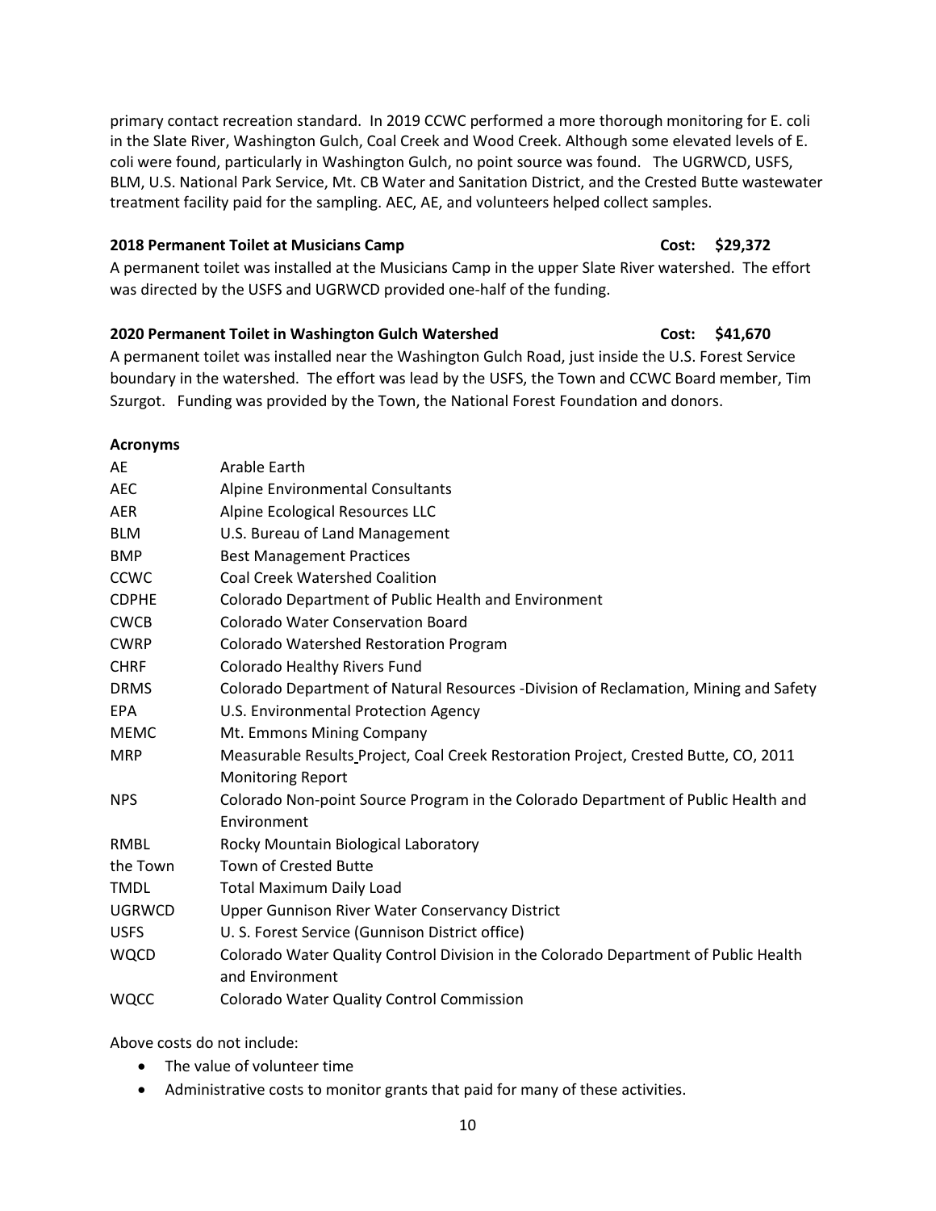primary contact recreation standard. In 2019 CCWC performed a more thorough monitoring for E. coli in the Slate River, Washington Gulch, Coal Creek and Wood Creek. Although some elevated levels of E. coli were found, particularly in Washington Gulch, no point source was found. The UGRWCD, USFS, BLM, U.S. National Park Service, Mt. CB Water and Sanitation District, and the Crested Butte wastewater treatment facility paid for the sampling. AEC, AE, and volunteers helped collect samples.

**2018 Permanent Toilet at Musicians Camp** **Cost: $29,372**

A permanent toilet was installed at the Musicians Camp in the upper Slate River watershed. The effort was directed by the USFS and UGRWCD provided one-half of the funding.

**2020 Permanent Toilet in Washington Gulch Watershed** **Cost: $41,670**

A permanent toilet was installed near the Washington Gulch Road, just inside the U.S. Forest Service boundary in the watershed. The effort was lead by the USFS, the Town and CCWC Board member, Tim Szurgot. Funding was provided by the Town, the National Forest Foundation and donors.

**Acronyms**

| | |
|---|---|
| AE | Arable Earth |
| AEC | Alpine Environmental Consultants |
| AER | Alpine Ecological Resources LLC |
| BLM | U.S. Bureau of Land Management |
| BMP | Best Management Practices |
| CCWC | Coal Creek Watershed Coalition |
| CDPHE | Colorado Department of Public Health and Environment |
| CWCB | Colorado Water Conservation Board |
| CWRP | Colorado Watershed Restoration Program |
| CHRF | Colorado Healthy Rivers Fund |
| DRMS | Colorado Department of Natural Resources -Division of Reclamation, Mining and Safety |
| EPA | U.S. Environmental Protection Agency |
| MEMC | Mt. Emmons Mining Company |
| MRP | Measurable Results Project, Coal Creek Restoration Project, Crested Butte, CO, 2011 Monitoring Report |
| NPS | Colorado Non-point Source Program in the Colorado Department of Public Health and Environment |
| RMBL | Rocky Mountain Biological Laboratory |
| the Town | Town of Crested Butte |
| TMDL | Total Maximum Daily Load |
| UGRWCD | Upper Gunnison River Water Conservancy District |
| USFS | U. S. Forest Service (Gunnison District office) |
| WQCD | Colorado Water Quality Control Division in the Colorado Department of Public Health and Environment |
| WQCC | Colorado Water Quality Control Commission |

Above costs do not include:

- The value of volunteer time
- Administrative costs to monitor grants that paid for many of these activities.